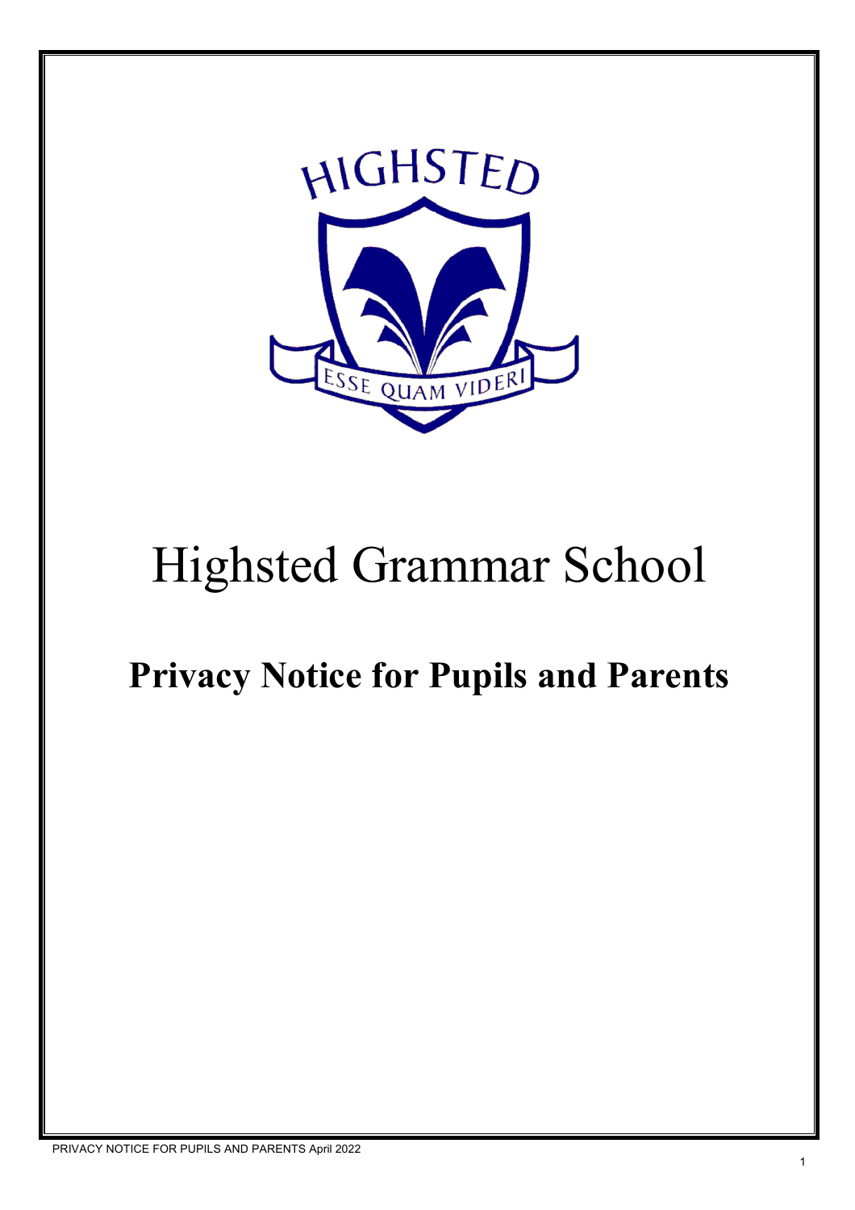# Highsted Grammar School

## Privacy Notice for Pupils and Parents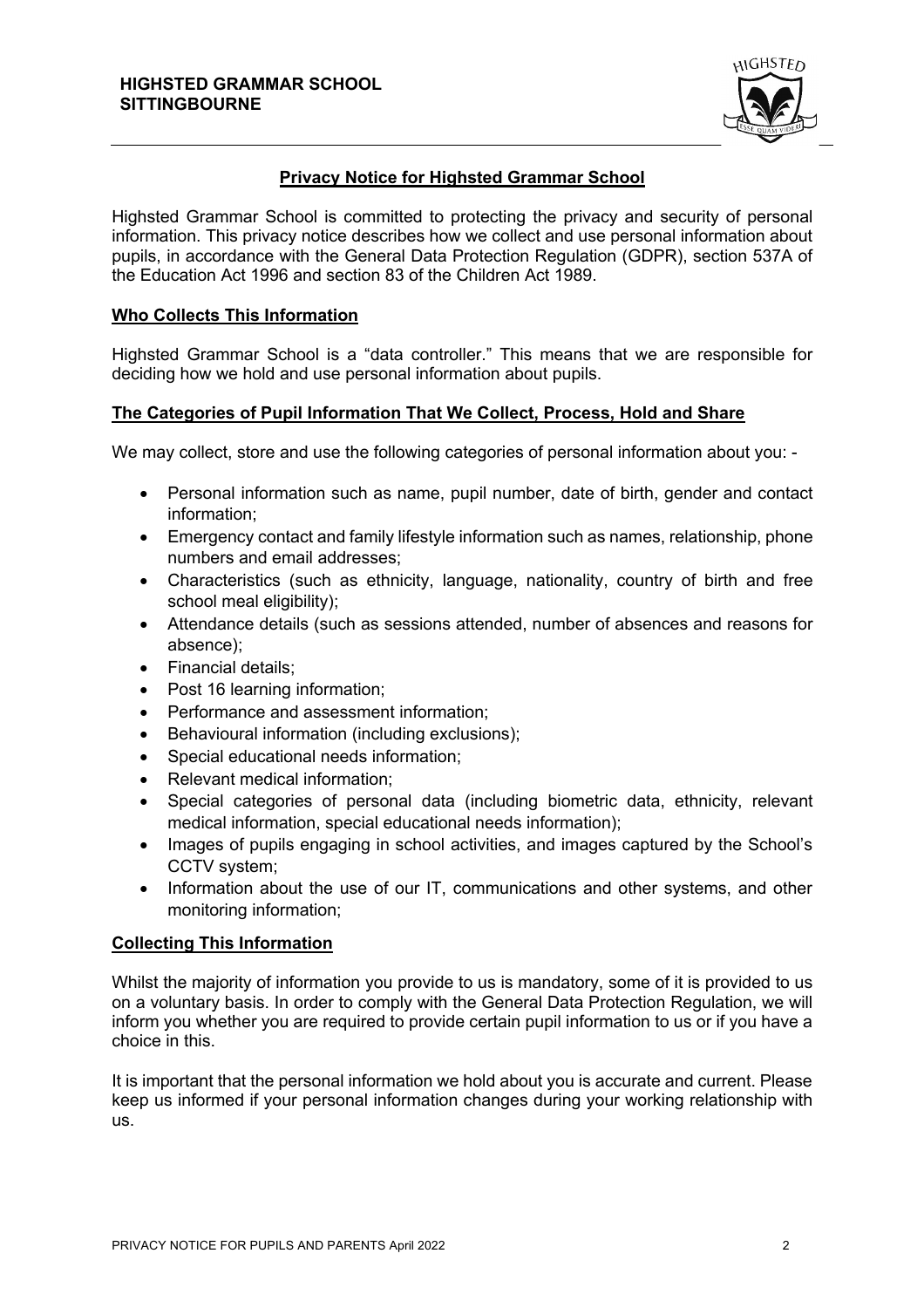## Privacy Notice for Highsted Grammar School

Highsted Grammar School is committed to protecting the privacy and security of personal information. This privacy notice describes how we collect and use personal information about pupils, in accordance with the General Data Protection Regulation (GDPR), section 537A of the Education Act 1996 and section 83 of the Children Act 1989.

### Who Collects This Information

Highsted Grammar School is a "data controller." This means that we are responsible for deciding how we hold and use personal information about pupils.

### The Categories of Pupil Information That We Collect, Process, Hold and Share

We may collect, store and use the following categories of personal information about you: -

- Personal information such as name, pupil number, date of birth, gender and contact information;
- Emergency contact and family lifestyle information such as names, relationship, phone numbers and email addresses;
- Characteristics (such as ethnicity, language, nationality, country of birth and free school meal eligibility);
- Attendance details (such as sessions attended, number of absences and reasons for absence);
- Financial details;
- Post 16 learning information;
- Performance and assessment information;
- Behavioural information (including exclusions);
- Special educational needs information;
- Relevant medical information;
- Special categories of personal data (including biometric data, ethnicity, relevant medical information, special educational needs information);
- Images of pupils engaging in school activities, and images captured by the School's CCTV system;
- Information about the use of our IT, communications and other systems, and other monitoring information;

### Collecting This Information

Whilst the majority of information you provide to us is mandatory, some of it is provided to us on a voluntary basis. In order to comply with the General Data Protection Regulation, we will inform you whether you are required to provide certain pupil information to us or if you have a choice in this.

It is important that the personal information we hold about you is accurate and current. Please keep us informed if your personal information changes during your working relationship with us.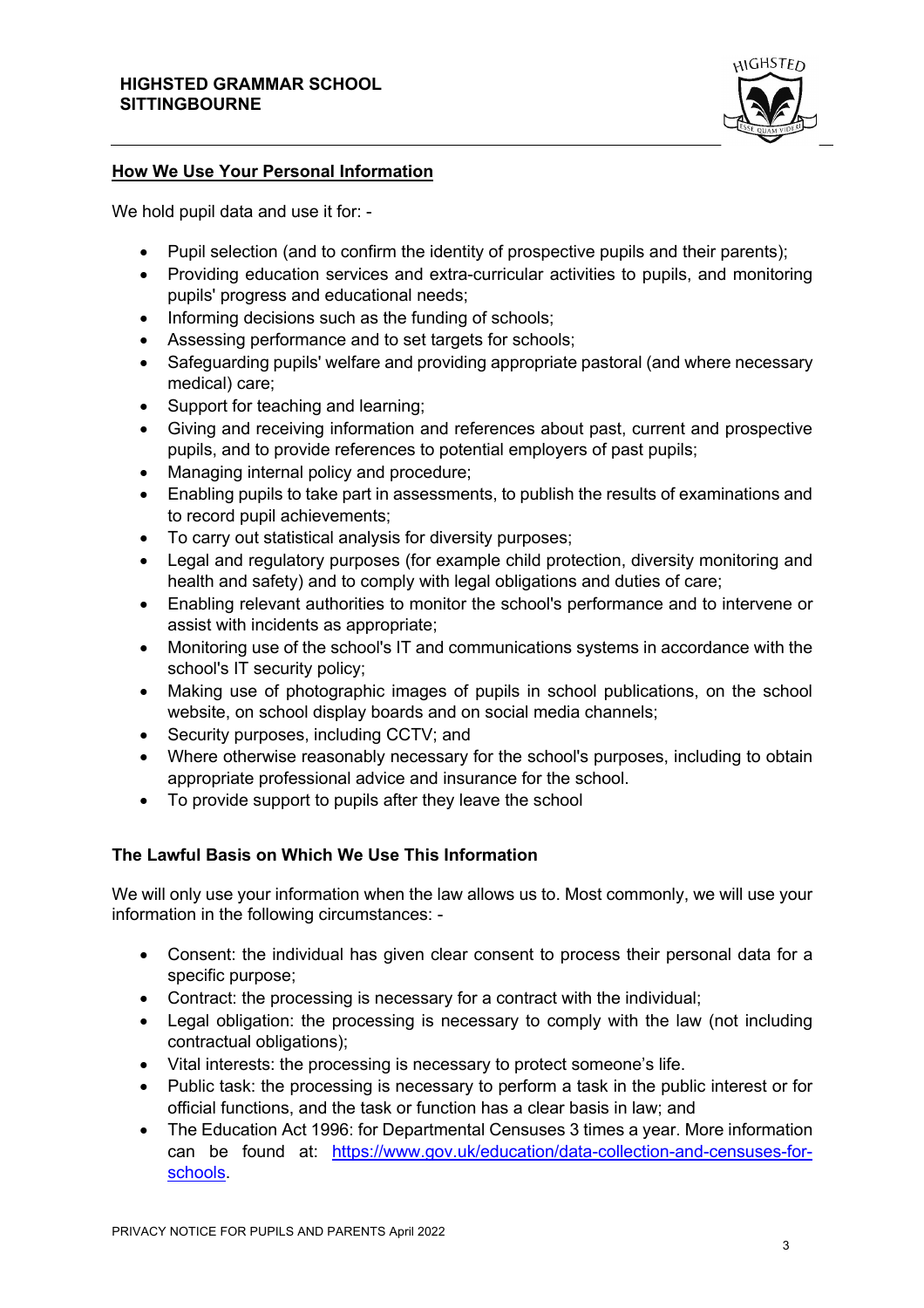## How We Use Your Personal Information

We hold pupil data and use it for: -

- Pupil selection (and to confirm the identity of prospective pupils and their parents);
- Providing education services and extra-curricular activities to pupils, and monitoring pupils' progress and educational needs;
- Informing decisions such as the funding of schools;
- Assessing performance and to set targets for schools;
- Safeguarding pupils' welfare and providing appropriate pastoral (and where necessary medical) care;
- Support for teaching and learning;
- Giving and receiving information and references about past, current and prospective pupils, and to provide references to potential employers of past pupils;
- Managing internal policy and procedure;
- Enabling pupils to take part in assessments, to publish the results of examinations and to record pupil achievements;
- To carry out statistical analysis for diversity purposes;
- Legal and regulatory purposes (for example child protection, diversity monitoring and health and safety) and to comply with legal obligations and duties of care;
- Enabling relevant authorities to monitor the school's performance and to intervene or assist with incidents as appropriate;
- Monitoring use of the school's IT and communications systems in accordance with the school's IT security policy;
- Making use of photographic images of pupils in school publications, on the school website, on school display boards and on social media channels;
- Security purposes, including CCTV; and
- Where otherwise reasonably necessary for the school's purposes, including to obtain appropriate professional advice and insurance for the school.
- To provide support to pupils after they leave the school

### The Lawful Basis on Which We Use This Information

We will only use your information when the law allows us to. Most commonly, we will use your information in the following circumstances: -

- Consent: the individual has given clear consent to process their personal data for a specific purpose;
- Contract: the processing is necessary for a contract with the individual;
- Legal obligation: the processing is necessary to comply with the law (not including contractual obligations);
- Vital interests: the processing is necessary to protect someone's life.
- Public task: the processing is necessary to perform a task in the public interest or for official functions, and the task or function has a clear basis in law; and
- The Education Act 1996: for Departmental Censuses 3 times a year. More information can be found at: [https://www.gov.uk/education/data-collection-and-censuses-for-schools](https://www.gov.uk/education/data-collection-and-censuses-for-schools).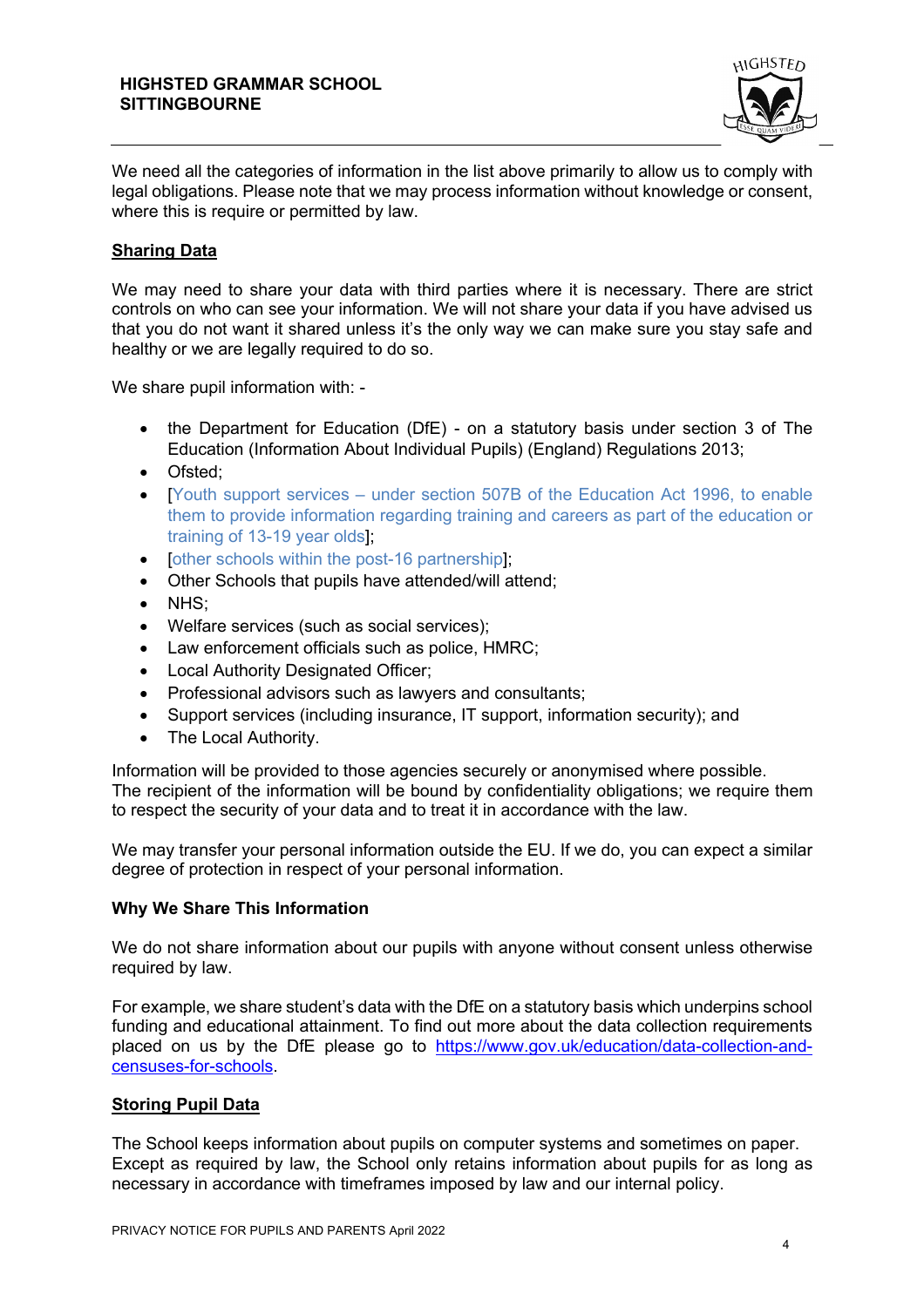We need all the categories of information in the list above primarily to allow us to comply with legal obligations. Please note that we may process information without knowledge or consent, where this is require or permitted by law.

## Sharing Data

We may need to share your data with third parties where it is necessary. There are strict controls on who can see your information. We will not share your data if you have advised us that you do not want it shared unless it's the only way we can make sure you stay safe and healthy or we are legally required to do so.

We share pupil information with: -

- the Department for Education (DfE) - on a statutory basis under section 3 of The Education (Information About Individual Pupils) (England) Regulations 2013;
- Ofsted;
- [Youth support services – under section 507B of the Education Act 1996, to enable them to provide information regarding training and careers as part of the education or training of 13-19 year olds];
- [other schools within the post-16 partnership];
- Other Schools that pupils have attended/will attend;
- NHS;
- Welfare services (such as social services);
- Law enforcement officials such as police, HMRC;
- Local Authority Designated Officer;
- Professional advisors such as lawyers and consultants;
- Support services (including insurance, IT support, information security); and
- The Local Authority.

Information will be provided to those agencies securely or anonymised where possible. The recipient of the information will be bound by confidentiality obligations; we require them to respect the security of your data and to treat it in accordance with the law.

We may transfer your personal information outside the EU. If we do, you can expect a similar degree of protection in respect of your personal information.

### Why We Share This Information

We do not share information about our pupils with anyone without consent unless otherwise required by law.

For example, we share student's data with the DfE on a statutory basis which underpins school funding and educational attainment. To find out more about the data collection requirements placed on us by the DfE please go to https://www.gov.uk/education/data-collection-and-censuses-for-schools.

## Storing Pupil Data

The School keeps information about pupils on computer systems and sometimes on paper. Except as required by law, the School only retains information about pupils for as long as necessary in accordance with timeframes imposed by law and our internal policy.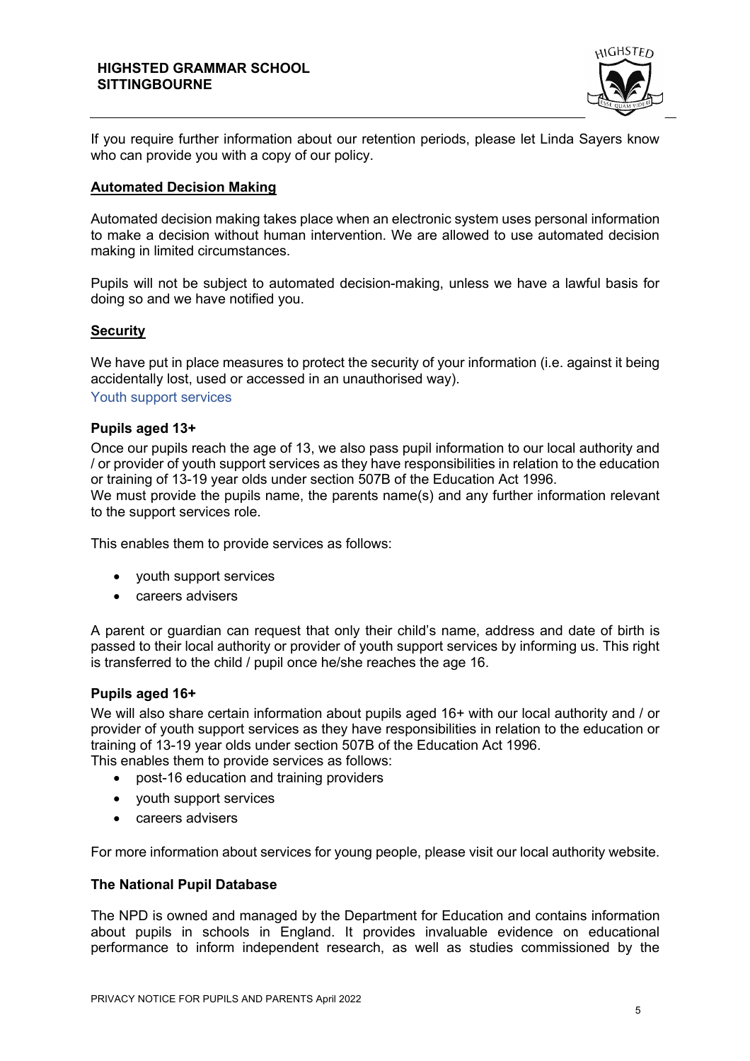If you require further information about our retention periods, please let Linda Sayers know who can provide you with a copy of our policy.

**Automated Decision Making**

Automated decision making takes place when an electronic system uses personal information to make a decision without human intervention. We are allowed to use automated decision making in limited circumstances.

Pupils will not be subject to automated decision-making, unless we have a lawful basis for doing so and we have notified you.

**Security**

We have put in place measures to protect the security of your information (i.e. against it being accidentally lost, used or accessed in an unauthorised way).

### Youth support services

**Pupils aged 13+**

Once our pupils reach the age of 13, we also pass pupil information to our local authority and / or provider of youth support services as they have responsibilities in relation to the education or training of 13-19 year olds under section 507B of the Education Act 1996.
We must provide the pupils name, the parents name(s) and any further information relevant to the support services role.

This enables them to provide services as follows:

- youth support services
- careers advisers

A parent or guardian can request that only their child's name, address and date of birth is passed to their local authority or provider of youth support services by informing us. This right is transferred to the child / pupil once he/she reaches the age 16.

**Pupils aged 16+**

We will also share certain information about pupils aged 16+ with our local authority and / or provider of youth support services as they have responsibilities in relation to the education or training of 13-19 year olds under section 507B of the Education Act 1996.
This enables them to provide services as follows:

- post-16 education and training providers
- youth support services
- careers advisers

For more information about services for young people, please visit our local authority website.

**The National Pupil Database**

The NPD is owned and managed by the Department for Education and contains information about pupils in schools in England. It provides invaluable evidence on educational performance to inform independent research, as well as studies commissioned by the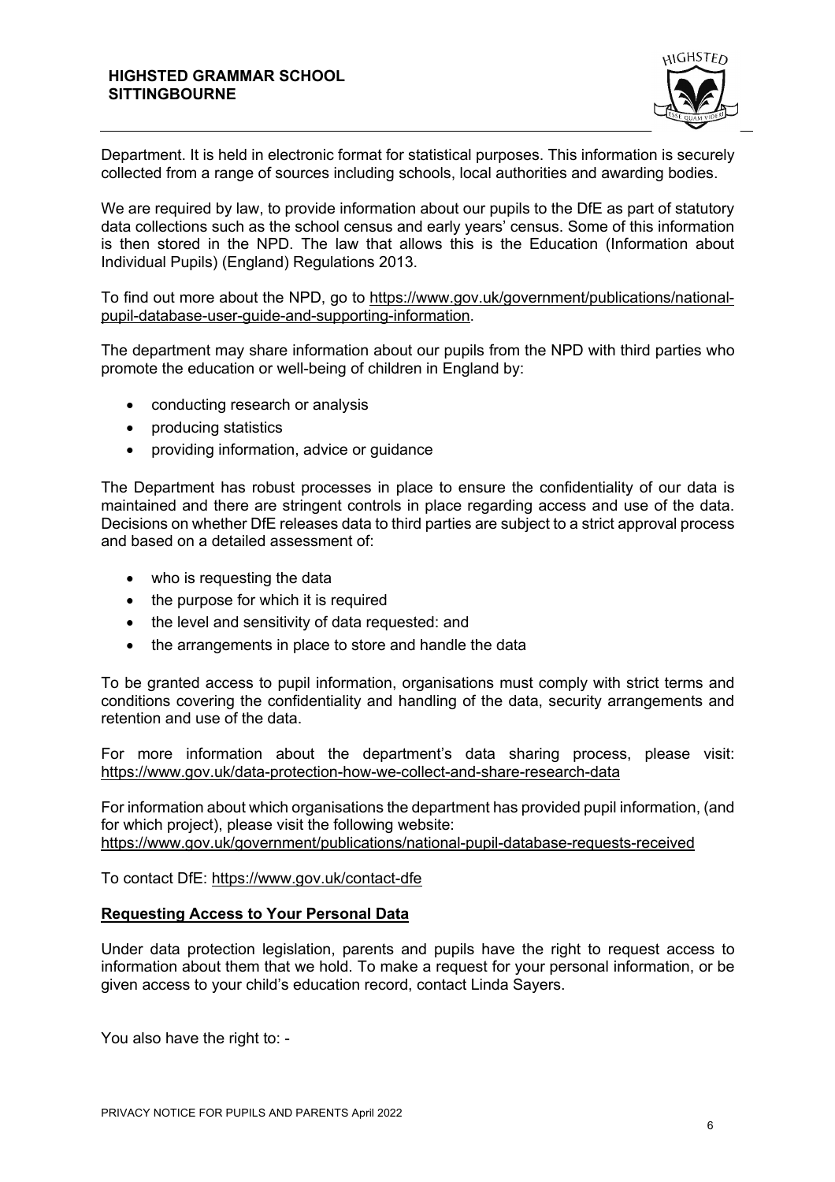Department. It is held in electronic format for statistical purposes. This information is securely collected from a range of sources including schools, local authorities and awarding bodies.

We are required by law, to provide information about our pupils to the DfE as part of statutory data collections such as the school census and early years' census. Some of this information is then stored in the NPD. The law that allows this is the Education (Information about Individual Pupils) (England) Regulations 2013.

To find out more about the NPD, go to https://www.gov.uk/government/publications/national-pupil-database-user-guide-and-supporting-information.

The department may share information about our pupils from the NPD with third parties who promote the education or well-being of children in England by:

- conducting research or analysis
- producing statistics
- providing information, advice or guidance

The Department has robust processes in place to ensure the confidentiality of our data is maintained and there are stringent controls in place regarding access and use of the data. Decisions on whether DfE releases data to third parties are subject to a strict approval process and based on a detailed assessment of:

- who is requesting the data
- the purpose for which it is required
- the level and sensitivity of data requested: and
- the arrangements in place to store and handle the data

To be granted access to pupil information, organisations must comply with strict terms and conditions covering the confidentiality and handling of the data, security arrangements and retention and use of the data.

For more information about the department's data sharing process, please visit: https://www.gov.uk/data-protection-how-we-collect-and-share-research-data

For information about which organisations the department has provided pupil information, (and for which project), please visit the following website:
https://www.gov.uk/government/publications/national-pupil-database-requests-received

To contact DfE: https://www.gov.uk/contact-dfe

**Requesting Access to Your Personal Data**

Under data protection legislation, parents and pupils have the right to request access to information about them that we hold. To make a request for your personal information, or be given access to your child's education record, contact Linda Sayers.

You also have the right to: -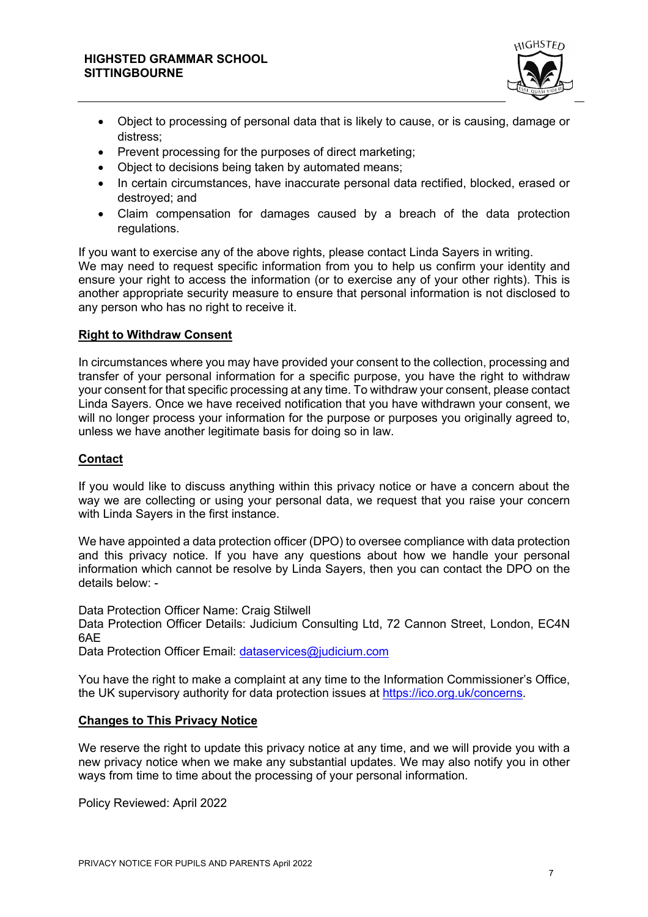- Object to processing of personal data that is likely to cause, or is causing, damage or distress;
- Prevent processing for the purposes of direct marketing;
- Object to decisions being taken by automated means;
- In certain circumstances, have inaccurate personal data rectified, blocked, erased or destroyed; and
- Claim compensation for damages caused by a breach of the data protection regulations.

If you want to exercise any of the above rights, please contact Linda Sayers in writing.
We may need to request specific information from you to help us confirm your identity and ensure your right to access the information (or to exercise any of your other rights). This is another appropriate security measure to ensure that personal information is not disclosed to any person who has no right to receive it.

## Right to Withdraw Consent

In circumstances where you may have provided your consent to the collection, processing and transfer of your personal information for a specific purpose, you have the right to withdraw your consent for that specific processing at any time. To withdraw your consent, please contact Linda Sayers. Once we have received notification that you have withdrawn your consent, we will no longer process your information for the purpose or purposes you originally agreed to, unless we have another legitimate basis for doing so in law.

## Contact

If you would like to discuss anything within this privacy notice or have a concern about the way we are collecting or using your personal data, we request that you raise your concern with Linda Sayers in the first instance.

We have appointed a data protection officer (DPO) to oversee compliance with data protection and this privacy notice. If you have any questions about how we handle your personal information which cannot be resolve by Linda Sayers, then you can contact the DPO on the details below: -

Data Protection Officer Name: Craig Stilwell
Data Protection Officer Details: Judicium Consulting Ltd, 72 Cannon Street, London, EC4N 6AE
Data Protection Officer Email: dataservices@judicium.com

You have the right to make a complaint at any time to the Information Commissioner's Office, the UK supervisory authority for data protection issues at https://ico.org.uk/concerns.

## Changes to This Privacy Notice

We reserve the right to update this privacy notice at any time, and we will provide you with a new privacy notice when we make any substantial updates. We may also notify you in other ways from time to time about the processing of your personal information.

Policy Reviewed: April 2022